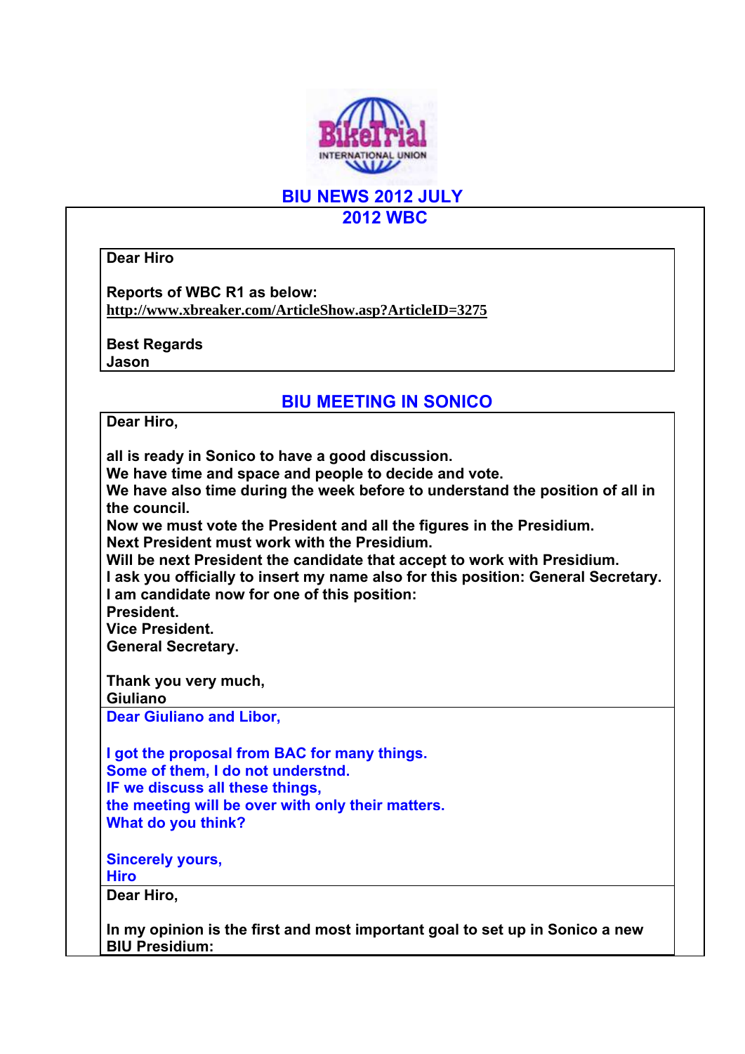# BIU NEWS 2012 JULY

## 2012 WBC

**Dear Hiro**

**Reports of WBC R1 as below:**
**http://www.xbreaker.com/ArticleShow.asp?ArticleID=3275**

**Best Regards**
**Jason**

## BIU MEETING IN SONICO

**Dear Hiro,**

**all is ready in Sonico to have a good discussion.**
**We have time and space and people to decide and vote.**
**We have also time during the week before to understand the position of all in the council.**
**Now we must vote the President and all the figures in the Presidium.**
**Next President must work with the Presidium.**
**Will be next President the candidate that accept to work with Presidium.**
**I ask you officially to insert my name also for this position: General Secretary.**
**I am candidate now for one of this position:**
**President.**
**Vice President.**
**General Secretary.**

**Thank you very much,**
**Giuliano**

**Dear Giuliano and Libor,**

**I got the proposal from BAC for many things.**
**Some of them, I do not understnd.**
**IF we discuss all these things,**
**the meeting will be over with only their matters.**
**What do you think?**

**Sincerely yours,**
**Hiro**

**Dear Hiro,**

**In my opinion is the first and most important goal to set up in Sonico a new BIU Presidium:**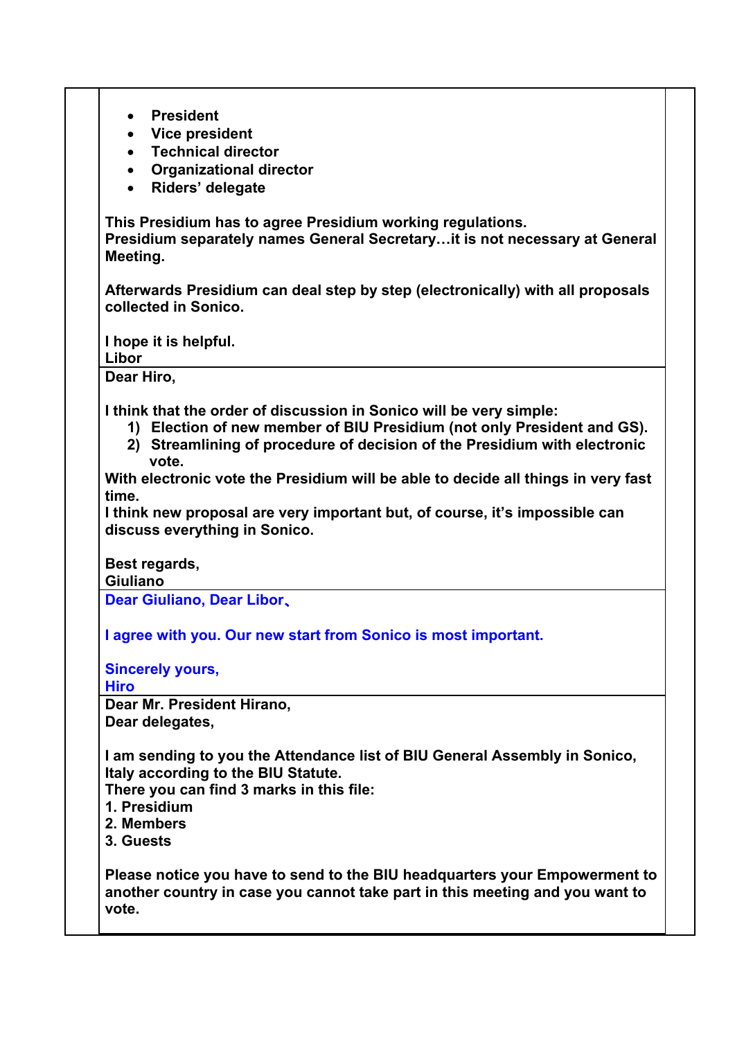- **President**
- **Vice president**
- **Technical director**
- **Organizational director**
- **Riders' delegate**

**This Presidium has to agree Presidium working regulations.**
**Presidium separately names General Secretary…it is not necessary at General Meeting.**

**Afterwards Presidium can deal step by step (electronically) with all proposals collected in Sonico.**

**I hope it is helpful.**
**Libor**

---

**Dear Hiro,**

**I think that the order of discussion in Sonico will be very simple:**

1) **Election of new member of BIU Presidium (not only President and GS).**
2) **Streamlining of procedure of decision of the Presidium with electronic vote.**

**With electronic vote the Presidium will be able to decide all things in very fast time.**
**I think new proposal are very important but, of course, it's impossible can discuss everything in Sonico.**

**Best regards,**
**Giuliano**

---

**Dear Giuliano, Dear Libor、**

**I agree with you. Our new start from Sonico is most important.**

**Sincerely yours,**
**Hiro**

---

**Dear Mr. President Hirano,**
**Dear delegates,**

**I am sending to you the Attendance list of BIU General Assembly in Sonico, Italy according to the BIU Statute.**
**There you can find 3 marks in this file:**
**1. Presidium**
**2. Members**
**3. Guests**

**Please notice you have to send to the BIU headquarters your Empowerment to another country in case you cannot take part in this meeting and you want to vote.**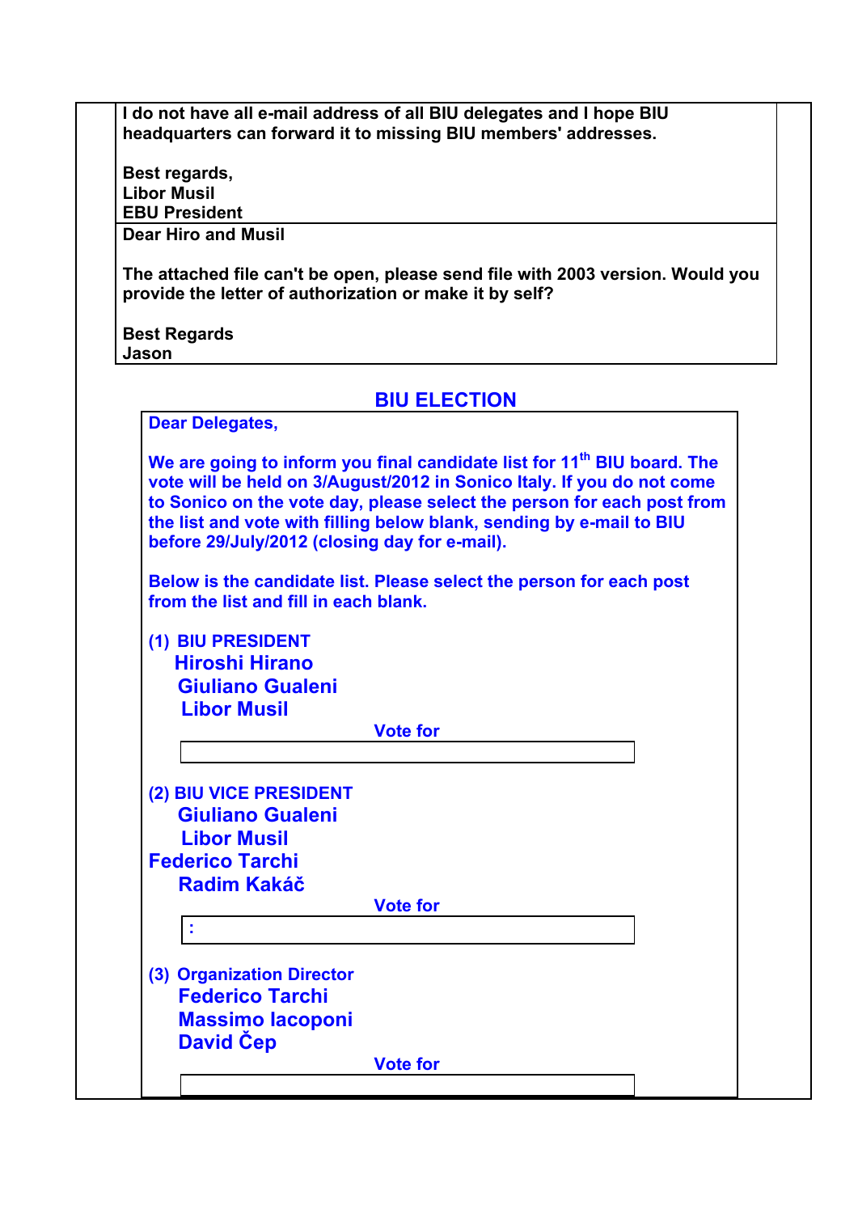**I do not have all e-mail address of all BIU delegates and I hope BIU headquarters can forward it to missing BIU members' addresses.**

**Best regards,**
**Libor Musil**
**EBU President**

**Dear Hiro and Musil**

**The attached file can't be open, please send file with 2003 version. Would you provide the letter of authorization or make it by self?**

**Best Regards**
**Jason**

## BIU ELECTION

**Dear Delegates,**

**We are going to inform you final candidate list for 11th BIU board. The vote will be held on 3/August/2012 in Sonico Italy. If you do not come to Sonico on the vote day, please select the person for each post from the list and vote with filling below blank, sending by e-mail to BIU before 29/July/2012 (closing day for e-mail).**

**Below is the candidate list. Please select the person for each post from the list and fill in each blank.**

**(1) BIU PRESIDENT**

**Hiroshi Hirano**
**Giuliano Gualeni**
**Libor Musil**

**Vote for**

| |
|---|
| |

**(2) BIU VICE PRESIDENT**

**Giuliano Gualeni**
**Libor Musil**
**Federico Tarchi**
**Radim Kakáč**

**Vote for**

| |
|---|
| : |

**(3) Organization Director**

**Federico Tarchi**
**Massimo Iacoponi**
**David Čep**

**Vote for**

| |
|---|
| |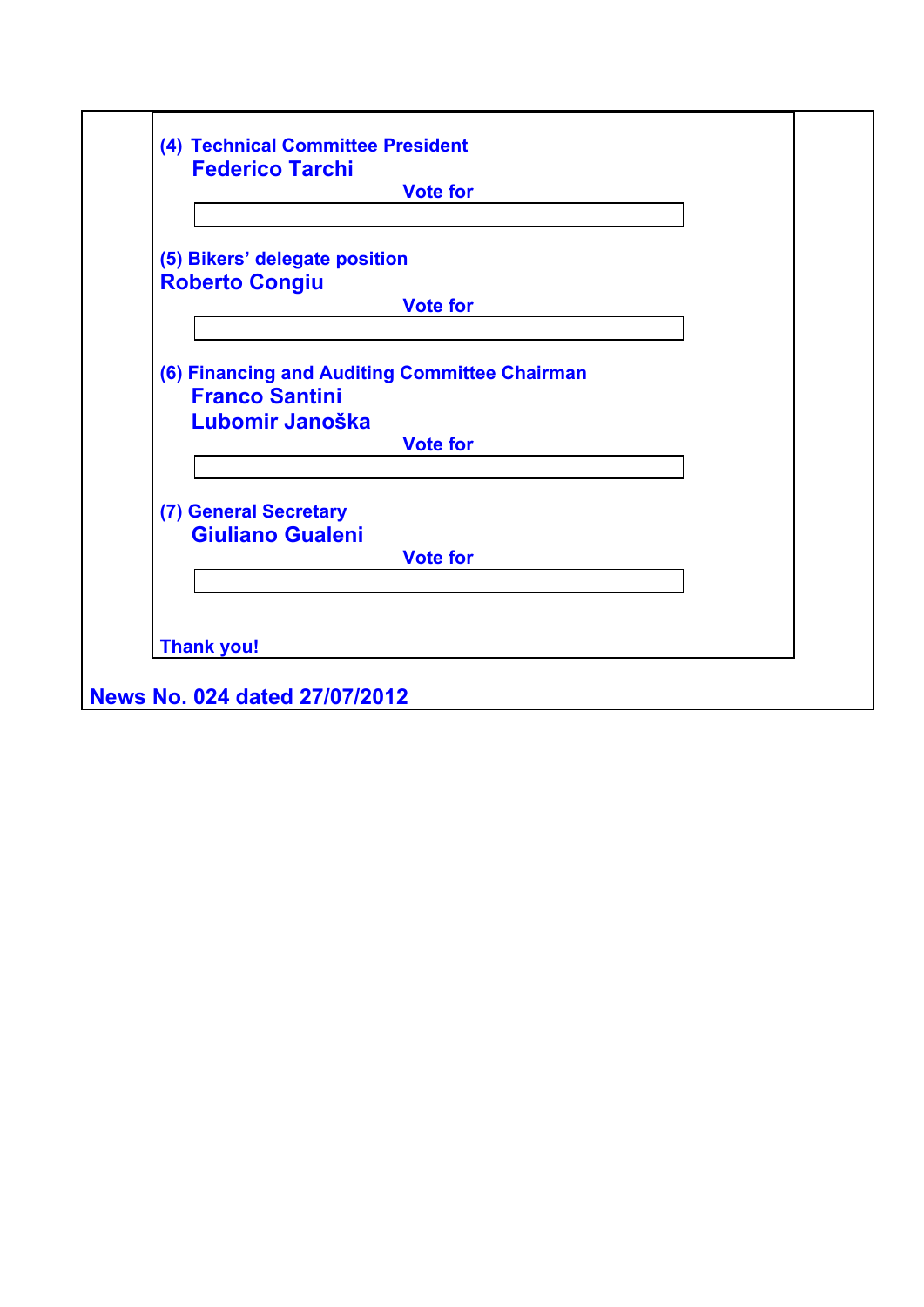**(4) Technical Committee President**

**Federico Tarchi**

**Vote for**

\_\_\_\_\_\_\_\_\_\_\_\_\_\_\_\_\_\_\_\_\_\_\_\_\_\_\_\_\_\_

**(5) Bikers' delegate position**

**Roberto Congiu**

**Vote for**

\_\_\_\_\_\_\_\_\_\_\_\_\_\_\_\_\_\_\_\_\_\_\_\_\_\_\_\_\_\_

**(6) Financing and Auditing Committee Chairman**

**Franco Santini**

**Lubomir Janoška**

**Vote for**

\_\_\_\_\_\_\_\_\_\_\_\_\_\_\_\_\_\_\_\_\_\_\_\_\_\_\_\_\_\_

**(7) General Secretary**

**Giuliano Gualeni**

**Vote for**

\_\_\_\_\_\_\_\_\_\_\_\_\_\_\_\_\_\_\_\_\_\_\_\_\_\_\_\_\_\_

**Thank you!**

**News No. 024 dated 27/07/2012**